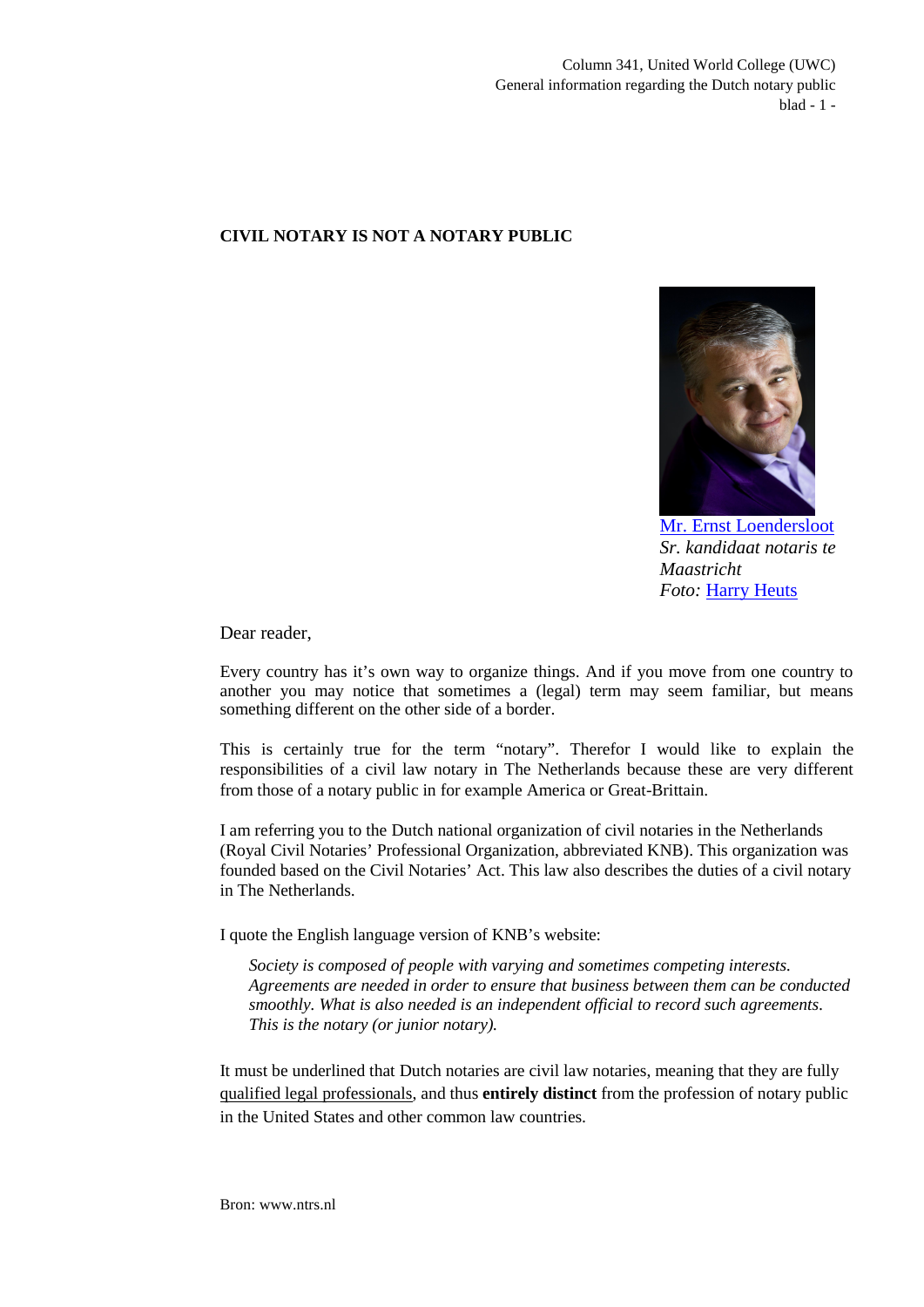# CIVIL NOTARY IS NOT A NOTARY PUBLIC

[Mr. Ernst Loendersloot](#)
*Sr. kandidaat notaris te Maastricht*
*Foto:* [Harry Heuts](#)

Dear reader,

Every country has it's own way to organize things. And if you move from one country to another you may notice that sometimes a (legal) term may seem familiar, but means something different on the other side of a border.

This is certainly true for the term "notary". Therefor I would like to explain the responsibilities of a civil law notary in The Netherlands because these are very different from those of a notary public in for example America or Great-Brittain.

I am referring you to the Dutch national organization of civil notaries in the Netherlands (Royal Civil Notaries' Professional Organization, abbreviated KNB). This organization was founded based on the Civil Notaries' Act. This law also describes the duties of a civil notary in The Netherlands.

I quote the English language version of KNB's website:

> *Society is composed of people with varying and sometimes competing interests. Agreements are needed in order to ensure that business between them can be conducted smoothly. What is also needed is an independent official to record such agreements. This is the notary (or junior notary).*

It must be underlined that Dutch notaries are civil law notaries, meaning that they are fully qualified legal professionals, and thus **entirely distinct** from the profession of notary public in the United States and other common law countries.

Bron: www.ntrs.nl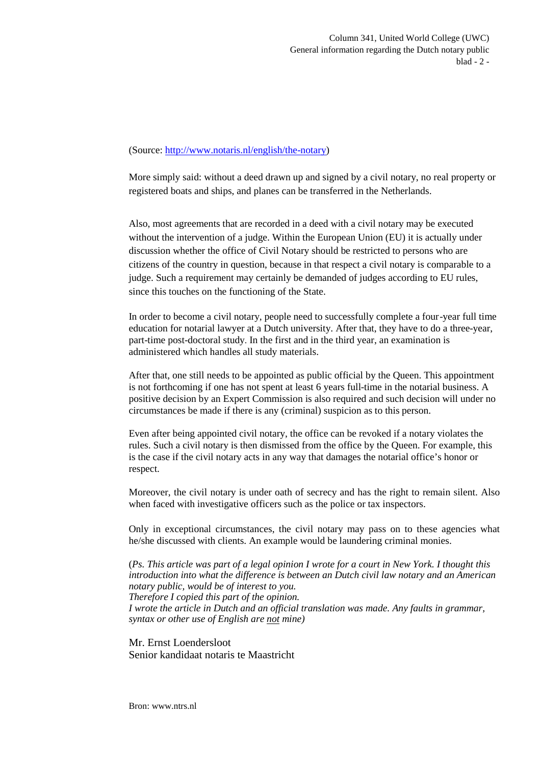(Source: http://www.notaris.nl/english/the-notary)

More simply said: without a deed drawn up and signed by a civil notary, no real property or registered boats and ships, and planes can be transferred in the Netherlands.

Also, most agreements that are recorded in a deed with a civil notary may be executed without the intervention of a judge. Within the European Union (EU) it is actually under discussion whether the office of Civil Notary should be restricted to persons who are citizens of the country in question, because in that respect a civil notary is comparable to a judge. Such a requirement may certainly be demanded of judges according to EU rules, since this touches on the functioning of the State.

In order to become a civil notary, people need to successfully complete a four-year full time education for notarial lawyer at a Dutch university. After that, they have to do a three-year, part-time post-doctoral study. In the first and in the third year, an examination is administered which handles all study materials.

After that, one still needs to be appointed as public official by the Queen. This appointment is not forthcoming if one has not spent at least 6 years full-time in the notarial business. A positive decision by an Expert Commission is also required and such decision will under no circumstances be made if there is any (criminal) suspicion as to this person.

Even after being appointed civil notary, the office can be revoked if a notary violates the rules. Such a civil notary is then dismissed from the office by the Queen. For example, this is the case if the civil notary acts in any way that damages the notarial office's honor or respect.

Moreover, the civil notary is under oath of secrecy and has the right to remain silent. Also when faced with investigative officers such as the police or tax inspectors.

Only in exceptional circumstances, the civil notary may pass on to these agencies what he/she discussed with clients. An example would be laundering criminal monies.

(*Ps. This article was part of a legal opinion I wrote for a court in New York. I thought this introduction into what the difference is between an Dutch civil law notary and an American notary public, would be of interest to you.*
*Therefore I copied this part of the opinion.*
*I wrote the article in Dutch and an official translation was made. Any faults in grammar, syntax or other use of English are not mine)*

Mr. Ernst Loendersloot
Senior kandidaat notaris te Maastricht

Bron: www.ntrs.nl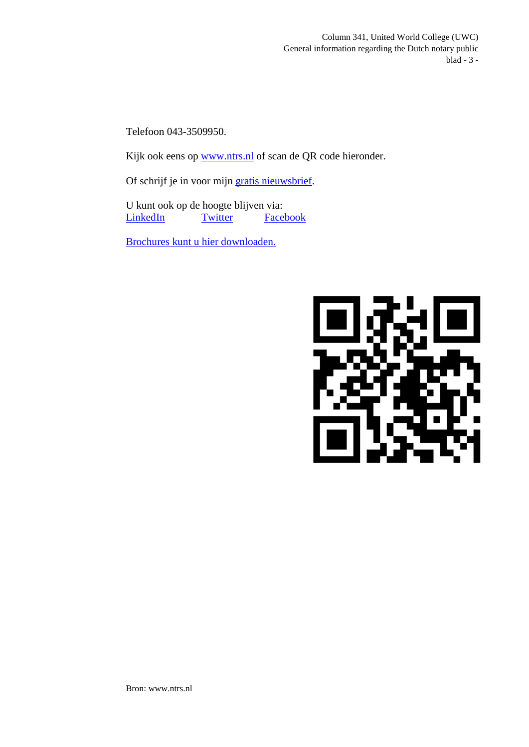Telefoon 043-3509950.

Kijk ook eens op www.ntrs.nl of scan de QR code hieronder.

Of schrijf je in voor mijn gratis nieuwsbrief.

U kunt ook op de hoogte blijven via:
LinkedIn Twitter Facebook

Brochures kunt u hier downloaden.

Bron: www.ntrs.nl